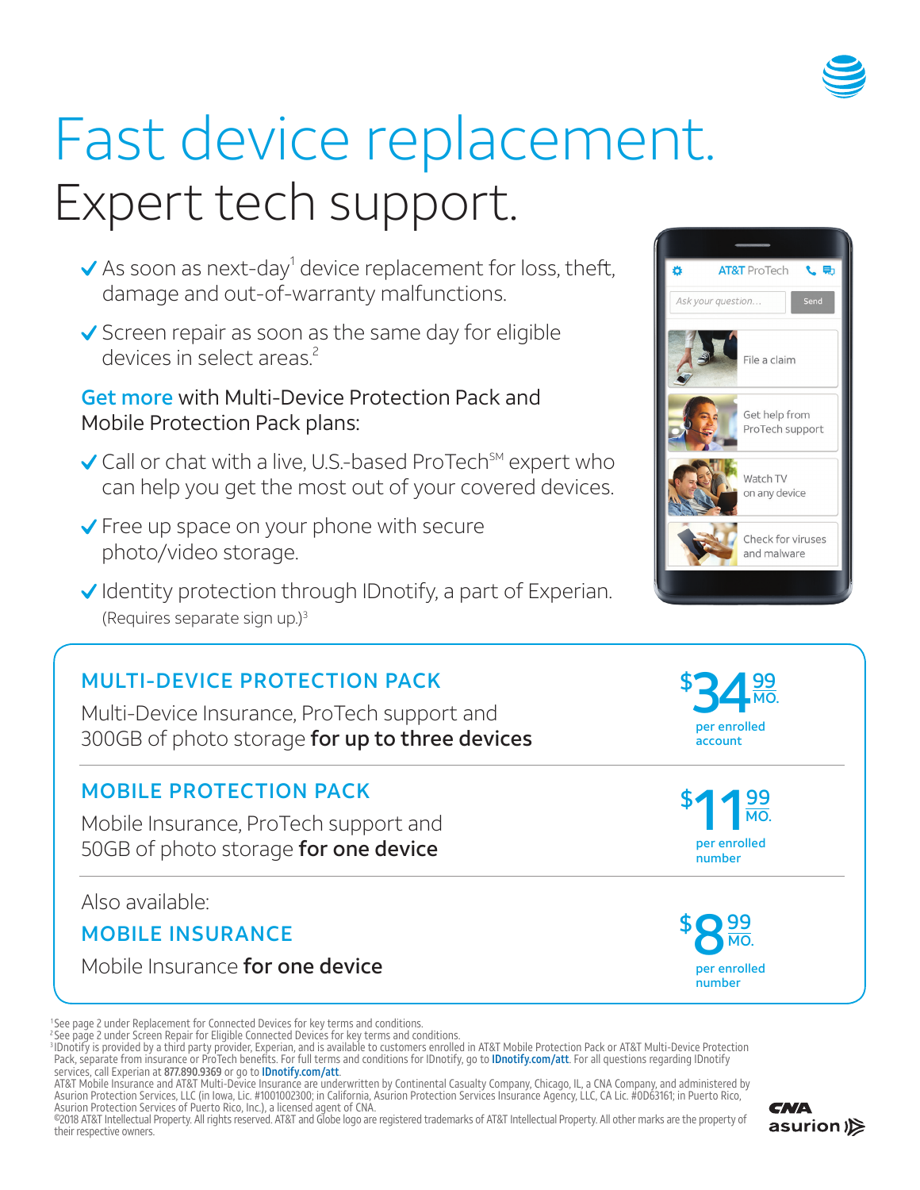# Fast device replacement.

# Expert tech support.

- As soon as next-day[1] device replacement for loss, theft, damage and out-of-warranty malfunctions.
- Screen repair as soon as the same day for eligible devices in select areas.[2]

**Get more** with Multi-Device Protection Pack and Mobile Protection Pack plans:

- Call or chat with a live, U.S.-based ProTech[SM] expert who can help you get the most out of your covered devices.
- Free up space on your phone with secure photo/video storage.
- Identity protection through IDnotify, a part of Experian. (Requires separate sign up.)[3]

AT&T ProTech

Ask your question... Send

File a claim

Get help from ProTech support

Watch TV on any device

Check for viruses and malware

## MULTI-DEVICE PROTECTION PACK

Multi-Device Insurance, ProTech support and 300GB of photo storage **for up to three devices**

**$34.99 MO.** per enrolled account

## MOBILE PROTECTION PACK

Mobile Insurance, ProTech support and 50GB of photo storage **for one device**

**$11.99 MO.** per enrolled number

Also available:

## MOBILE INSURANCE

Mobile Insurance **for one device**

**$8.99 MO.** per enrolled number

[1]See page 2 under Replacement for Connected Devices for key terms and conditions.
[2]See page 2 under Screen Repair for Eligible Connected Devices for key terms and conditions.
[3]IDnotify is provided by a third party provider, Experian, and is available to customers enrolled in AT&T Mobile Protection Pack or AT&T Multi-Device Protection Pack, separate from insurance or ProTech benefits. For full terms and conditions for IDnotify, go to IDnotify.com/att. For all questions regarding IDnotify services, call Experian at 877.890.9369 or go to IDnotify.com/att.
AT&T Mobile Insurance and AT&T Multi-Device Insurance are underwritten by Continental Casualty Company, Chicago, IL, a CNA Company, and administered by Asurion Protection Services, LLC (in Iowa, Lic. #1001002300; in California, Asurion Protection Services Insurance Agency, LLC, CA Lic. #0D63161; in Puerto Rico, Asurion Protection Services of Puerto Rico, Inc.), a licensed agent of CNA.
©2018 AT&T Intellectual Property. All rights reserved. AT&T and Globe logo are registered trademarks of AT&T Intellectual Property. All other marks are the property of their respective owners.

CNA asurion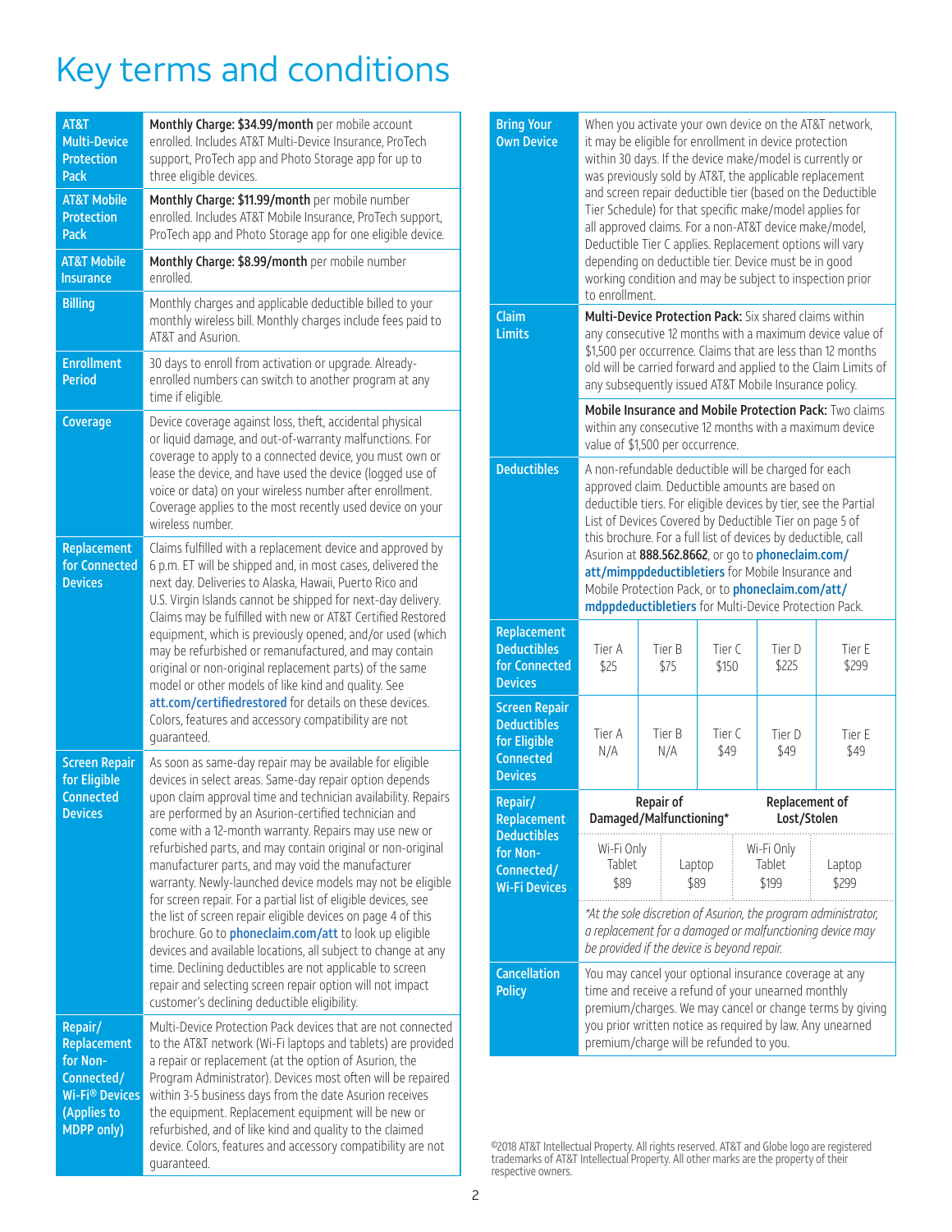# Key terms and conditions

| | |
|---|---|
| **AT&T Multi-Device Protection Pack** | **Monthly Charge: $34.99/month** per mobile account enrolled. Includes AT&T Multi-Device Insurance, ProTech support, ProTech app and Photo Storage app for up to three eligible devices. |
| **AT&T Mobile Protection Pack** | **Monthly Charge: $11.99/month** per mobile number enrolled. Includes AT&T Mobile Insurance, ProTech support, ProTech app and Photo Storage app for one eligible device. |
| **AT&T Mobile Insurance** | **Monthly Charge: $8.99/month** per mobile number enrolled. |
| **Billing** | Monthly charges and applicable deductible billed to your monthly wireless bill. Monthly charges include fees paid to AT&T and Asurion. |
| **Enrollment Period** | 30 days to enroll from activation or upgrade. Already-enrolled numbers can switch to another program at any time if eligible. |
| **Coverage** | Device coverage against loss, theft, accidental physical or liquid damage, and out-of-warranty malfunctions. For coverage to apply to a connected device, you must own or lease the device, and have used the device (logged use of voice or data) on your wireless number after enrollment. Coverage applies to the most recently used device on your wireless number. |
| **Replacement for Connected Devices** | Claims fulfilled with a replacement device and approved by 6 p.m. ET will be shipped and, in most cases, delivered the next day. Deliveries to Alaska, Hawaii, Puerto Rico and U.S. Virgin Islands cannot be shipped for next-day delivery. Claims may be fulfilled with new or AT&T Certified Restored equipment, which is previously opened, and/or used (which may be refurbished or remanufactured, and may contain original or non-original replacement parts) of the same model or other models of like kind and quality. See att.com/certifiedrestored for details on these devices. Colors, features and accessory compatibility are not guaranteed. |
| **Screen Repair for Eligible Connected Devices** | As soon as same-day repair may be available for eligible devices in select areas. Same-day repair option depends upon claim approval time and technician availability. Repairs are performed by an Asurion-certified technician and come with a 12-month warranty. Repairs may use new or refurbished parts, and may contain original or non-original manufacturer parts, and may void the manufacturer warranty. Newly-launched device models may not be eligible for screen repair. For a partial list of eligible devices, see the list of screen repair eligible devices on page 4 of this brochure. Go to phoneclaim.com/att to look up eligible devices and available locations, all subject to change at any time. Declining deductibles are not applicable to screen repair and selecting screen repair option will not impact customer's declining deductible eligibility. |
| **Repair/ Replacement for Non-Connected/ Wi-Fi® Devices (Applies to MDPP only)** | Multi-Device Protection Pack devices that are not connected to the AT&T network (Wi-Fi laptops and tablets) are provided a repair or replacement (at the option of Asurion, the Program Administrator). Devices most often will be repaired within 3-5 business days from the date Asurion receives the equipment. Replacement equipment will be new or refurbished, and of like kind and quality to the claimed device. Colors, features and accessory compatibility are not guaranteed. |
| **Bring Your Own Device** | When you activate your own device on the AT&T network, it may be eligible for enrollment in device protection within 30 days. If the device make/model is currently or was previously sold by AT&T, the applicable replacement and screen repair deductible tier (based on the Deductible Tier Schedule) for that specific make/model applies for all approved claims. For a non-AT&T device make/model, Deductible Tier C applies. Replacement options will vary depending on deductible tier. Device must be in good working condition and may be subject to inspection prior to enrollment. |
| **Claim Limits** | **Multi-Device Protection Pack:** Six shared claims within any consecutive 12 months with a maximum device value of $1,500 per occurrence. Claims that are less than 12 months old will be carried forward and applied to the Claim Limits of any subsequently issued AT&T Mobile Insurance policy. **Mobile Insurance and Mobile Protection Pack:** Two claims within any consecutive 12 months with a maximum device value of $1,500 per occurrence. |
| **Deductibles** | A non-refundable deductible will be charged for each approved claim. Deductible amounts are based on deductible tiers. For eligible devices by tier, see the Partial List of Devices Covered by Deductible Tier on page 5 of this brochure. For a full list of devices by deductible, call Asurion at **888.562.8662**, or go to phoneclaim.com/att/mimppdeductibletiers for Mobile Insurance and Mobile Protection Pack, or to phoneclaim.com/att/mdppdeductibletiers for Multi-Device Protection Pack. |

| | Tier A | Tier B | Tier C | Tier D | Tier E |
|---|---|---|---|---|---|
| **Replacement Deductibles for Connected Devices** | $25 | $75 | $150 | $225 | $299 |
| **Screen Repair Deductibles for Eligible Connected Devices** | N/A | N/A | $49 | $49 | $49 |

| **Repair/ Replacement Deductibles for Non-Connected/ Wi-Fi Devices** | Repair of Damaged/Malfunctioning* | | Replacement of Lost/Stolen | |
|---|---|---|---|---|
| | Wi-Fi Only Tablet | Laptop | Wi-Fi Only Tablet | Laptop |
| | $89 | $89 | $199 | $299 |

*At the sole discretion of Asurion, the program administrator, a replacement for a damaged or malfunctioning device may be provided if the device is beyond repair.*

| | |
|---|---|
| **Cancellation Policy** | You may cancel your optional insurance coverage at any time and receive a refund of your unearned monthly premium/charges. We may cancel or change terms by giving you prior written notice as required by law. Any unearned premium/charge will be refunded to you. |

©2018 AT&T Intellectual Property. All rights reserved. AT&T and Globe logo are registered trademarks of AT&T Intellectual Property. All other marks are the property of their respective owners.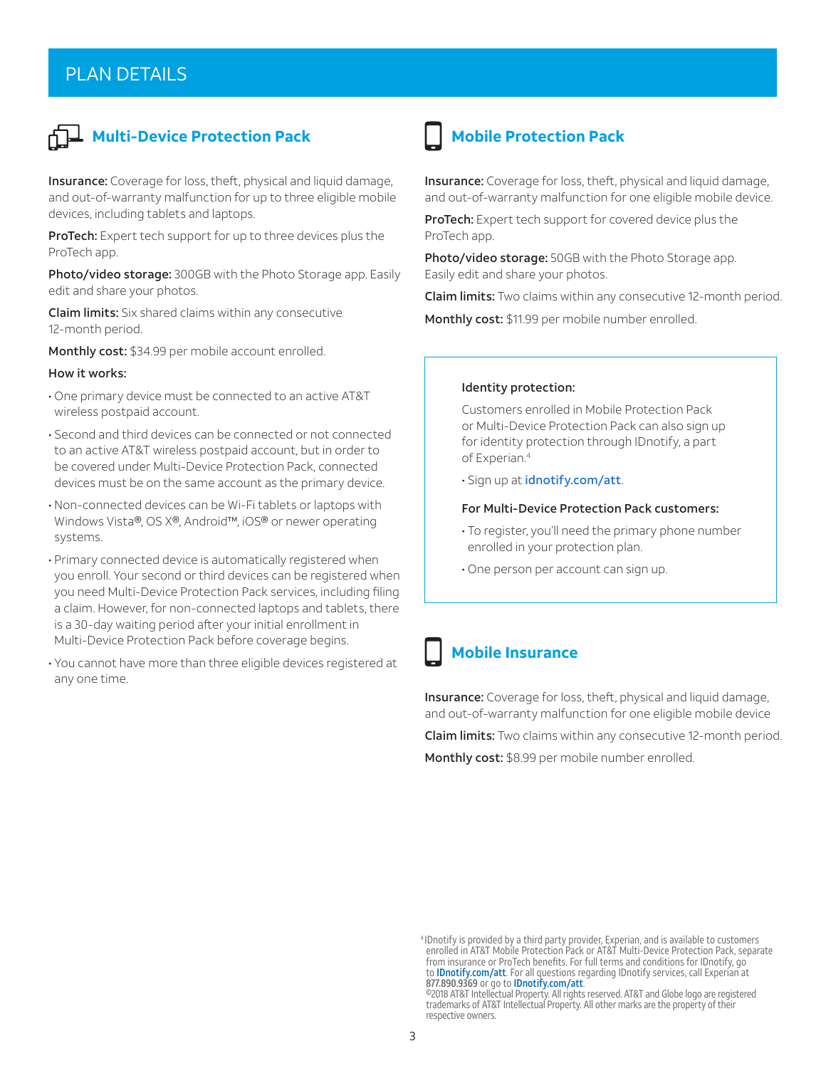# PLAN DETAILS

## Multi-Device Protection Pack

**Insurance:** Coverage for loss, theft, physical and liquid damage, and out-of-warranty malfunction for up to three eligible mobile devices, including tablets and laptops.

**ProTech:** Expert tech support for up to three devices plus the ProTech app.

**Photo/video storage:** 300GB with the Photo Storage app. Easily edit and share your photos.

**Claim limits:** Six shared claims within any consecutive 12-month period.

**Monthly cost:** $34.99 per mobile account enrolled.

**How it works:**

- One primary device must be connected to an active AT&T wireless postpaid account.
- Second and third devices can be connected or not connected to an active AT&T wireless postpaid account, but in order to be covered under Multi-Device Protection Pack, connected devices must be on the same account as the primary device.
- Non-connected devices can be Wi-Fi tablets or laptops with Windows Vista®, OS X®, Android™, iOS® or newer operating systems.
- Primary connected device is automatically registered when you enroll. Your second or third devices can be registered when you need Multi-Device Protection Pack services, including filing a claim. However, for non-connected laptops and tablets, there is a 30-day waiting period after your initial enrollment in Multi-Device Protection Pack before coverage begins.
- You cannot have more than three eligible devices registered at any one time.

## Mobile Protection Pack

**Insurance:** Coverage for loss, theft, physical and liquid damage, and out-of-warranty malfunction for one eligible mobile device.

**ProTech:** Expert tech support for covered device plus the ProTech app.

**Photo/video storage:** 50GB with the Photo Storage app. Easily edit and share your photos.

**Claim limits:** Two claims within any consecutive 12-month period.

**Monthly cost:** $11.99 per mobile number enrolled.

**Identity protection:**

Customers enrolled in Mobile Protection Pack or Multi-Device Protection Pack can also sign up for identity protection through IDnotify, a part of Experian.[4]

- Sign up at idnotify.com/att.

**For Multi-Device Protection Pack customers:**

- To register, you'll need the primary phone number enrolled in your protection plan.
- One person per account can sign up.

## Mobile Insurance

**Insurance:** Coverage for loss, theft, physical and liquid damage, and out-of-warranty malfunction for one eligible mobile device

**Claim limits:** Two claims within any consecutive 12-month period.

**Monthly cost:** $8.99 per mobile number enrolled.

[4] IDnotify is provided by a third party provider, Experian, and is available to customers enrolled in AT&T Mobile Protection Pack or AT&T Multi-Device Protection Pack, separate from insurance or ProTech benefits. For full terms and conditions for IDnotify, go to IDnotify.com/att. For all questions regarding IDnotify services, call Experian at 877.890.9369 or go to IDnotify.com/att.

©2018 AT&T Intellectual Property. All rights reserved. AT&T and Globe logo are registered trademarks of AT&T Intellectual Property. All other marks are the property of their respective owners.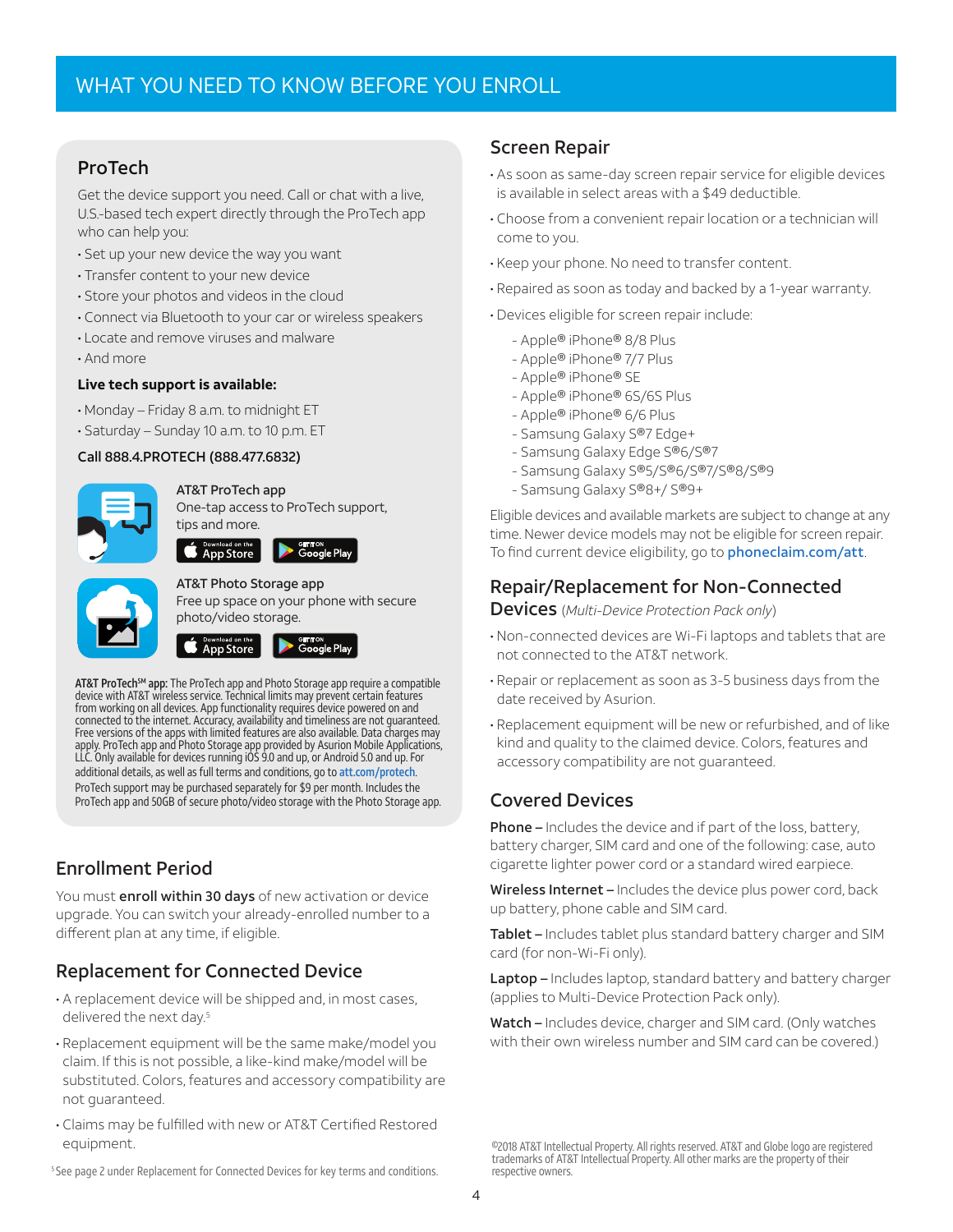# WHAT YOU NEED TO KNOW BEFORE YOU ENROLL

## ProTech

Get the device support you need. Call or chat with a live, U.S.-based tech expert directly through the ProTech app who can help you:

- Set up your new device the way you want
- Transfer content to your new device
- Store your photos and videos in the cloud
- Connect via Bluetooth to your car or wireless speakers
- Locate and remove viruses and malware
- And more

**Live tech support is available:**

- Monday – Friday 8 a.m. to midnight ET
- Saturday – Sunday 10 a.m. to 10 p.m. ET

**Call 888.4.PROTECH (888.477.6832)**

**AT&T ProTech app**
One-tap access to ProTech support, tips and more.

Download on the App Store | Get it on Google Play

**AT&T Photo Storage app**
Free up space on your phone with secure photo/video storage.

Download on the App Store | Get it on Google Play

**AT&T ProTech℠ app:** The ProTech app and Photo Storage app require a compatible device with AT&T wireless service. Technical limits may prevent certain features from working on all devices. App functionality requires device powered on and connected to the internet. Accuracy, availability and timeliness are not guaranteed. Free versions of the apps with limited features are also available. Data charges may apply. ProTech app and Photo Storage app provided by Asurion Mobile Applications, LLC. Only available for devices running iOS 9.0 and up, or Android 5.0 and up. For additional details, as well as full terms and conditions, go to att.com/protech.
ProTech support may be purchased separately for $9 per month. Includes the ProTech app and 50GB of secure photo/video storage with the Photo Storage app.

## Enrollment Period

You must **enroll within 30 days** of new activation or device upgrade. You can switch your already-enrolled number to a different plan at any time, if eligible.

## Replacement for Connected Device

- A replacement device will be shipped and, in most cases, delivered the next day.[5]
- Replacement equipment will be the same make/model you claim. If this is not possible, a like-kind make/model will be substituted. Colors, features and accessory compatibility are not guaranteed.
- Claims may be fulfilled with new or AT&T Certified Restored equipment.

[5]See page 2 under Replacement for Connected Devices for key terms and conditions.

## Screen Repair

- As soon as same-day screen repair service for eligible devices is available in select areas with a $49 deductible.
- Choose from a convenient repair location or a technician will come to you.
- Keep your phone. No need to transfer content.
- Repaired as soon as today and backed by a 1-year warranty.
- Devices eligible for screen repair include:
  - Apple® iPhone® 8/8 Plus
  - Apple® iPhone® 7/7 Plus
  - Apple® iPhone® SE
  - Apple® iPhone® 6S/6S Plus
  - Apple® iPhone® 6/6 Plus
  - Samsung Galaxy S®7 Edge+
  - Samsung Galaxy Edge S®6/S®7
  - Samsung Galaxy S®5/S®6/S®7/S®8/S®9
  - Samsung Galaxy S®8+/ S®9+

Eligible devices and available markets are subject to change at any time. Newer device models may not be eligible for screen repair. To find current device eligibility, go to phoneclaim.com/att.

## Repair/Replacement for Non-Connected Devices *(Multi-Device Protection Pack only)*

- Non-connected devices are Wi-Fi laptops and tablets that are not connected to the AT&T network.
- Repair or replacement as soon as 3-5 business days from the date received by Asurion.
- Replacement equipment will be new or refurbished, and of like kind and quality to the claimed device. Colors, features and accessory compatibility are not guaranteed.

## Covered Devices

**Phone –** Includes the device and if part of the loss, battery, battery charger, SIM card and one of the following: case, auto cigarette lighter power cord or a standard wired earpiece.

**Wireless Internet –** Includes the device plus power cord, back up battery, phone cable and SIM card.

**Tablet –** Includes tablet plus standard battery charger and SIM card (for non-Wi-Fi only).

**Laptop –** Includes laptop, standard battery and battery charger (applies to Multi-Device Protection Pack only).

**Watch –** Includes device, charger and SIM card. (Only watches with their own wireless number and SIM card can be covered.)

©2018 AT&T Intellectual Property. All rights reserved. AT&T and Globe logo are registered trademarks of AT&T Intellectual Property. All other marks are the property of their respective owners.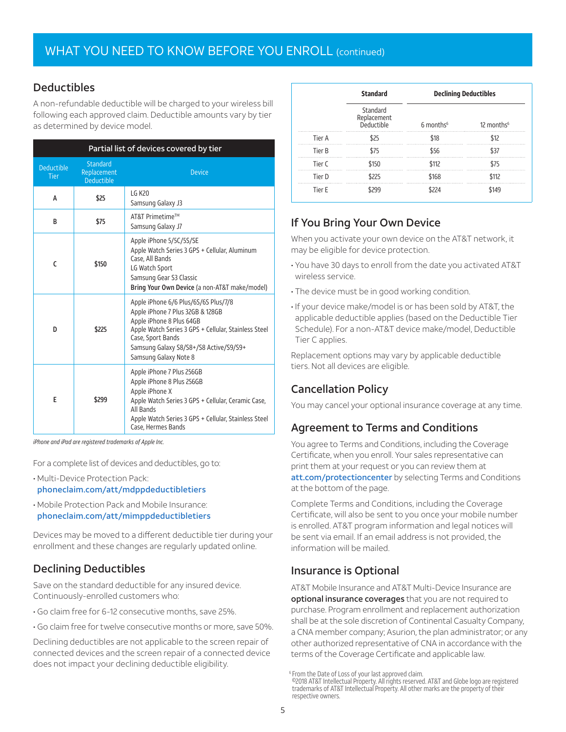## WHAT YOU NEED TO KNOW BEFORE YOU ENROLL (continued)

### Deductibles

A non-refundable deductible will be charged to your wireless bill following each approved claim. Deductible amounts vary by tier as determined by device model.

| Partial list of devices covered by tier | | |
|---|---|---|
| Deductible Tier | Standard Replacement Deductible | Device |
| A | $25 | LG K20<br>Samsung Galaxy J3 |
| B | $75 | AT&T Primetime™<br>Samsung Galaxy J7 |
| C | $150 | Apple iPhone 5/5C/5S/SE<br>Apple Watch Series 3 GPS + Cellular, Aluminum Case, All Bands<br>LG Watch Sport<br>Samsung Gear S3 Classic<br>**Bring Your Own Device** (a non-AT&T make/model) |
| D | $225 | Apple iPhone 6/6 Plus/6S/6S Plus/7/8<br>Apple iPhone 7 Plus 32GB & 128GB<br>Apple iPhone 8 Plus 64GB<br>Apple Watch Series 3 GPS + Cellular, Stainless Steel Case, Sport Bands<br>Samsung Galaxy S8/S8+/S8 Active/S9/S9+<br>Samsung Galaxy Note 8 |
| E | $299 | Apple iPhone 7 Plus 256GB<br>Apple iPhone 8 Plus 256GB<br>Apple iPhone X<br>Apple Watch Series 3 GPS + Cellular, Ceramic Case, All Bands<br>Apple Watch Series 3 GPS + Cellular, Stainless Steel Case, Hermes Bands |

*iPhone and iPad are registered trademarks of Apple Inc.*

For a complete list of devices and deductibles, go to:

- Multi-Device Protection Pack: phoneclaim.com/att/mdppdeductibletiers
- Mobile Protection Pack and Mobile Insurance: phoneclaim.com/att/mimppdeductibletiers

Devices may be moved to a different deductible tier during your enrollment and these changes are regularly updated online.

### Declining Deductibles

Save on the standard deductible for any insured device. Continuously-enrolled customers who:

- Go claim free for 6-12 consecutive months, save 25%.
- Go claim free for twelve consecutive months or more, save 50%.

Declining deductibles are not applicable to the screen repair of connected devices and the screen repair of a connected device does not impact your declining deductible eligibility.

| | Standard | Declining Deductibles | |
|---|---|---|---|
| | Standard Replacement Deductible | 6 months[6] | 12 months[6] |
| Tier A | $25 | $18 | $12 |
| Tier B | $75 | $56 | $37 |
| Tier C | $150 | $112 | $75 |
| Tier D | $225 | $168 | $112 |
| Tier E | $299 | $224 | $149 |

### If You Bring Your Own Device

When you activate your own device on the AT&T network, it may be eligible for device protection.

- You have 30 days to enroll from the date you activated AT&T wireless service.
- The device must be in good working condition.
- If your device make/model is or has been sold by AT&T, the applicable deductible applies (based on the Deductible Tier Schedule). For a non-AT&T device make/model, Deductible Tier C applies.

Replacement options may vary by applicable deductible tiers. Not all devices are eligible.

### Cancellation Policy

You may cancel your optional insurance coverage at any time.

### Agreement to Terms and Conditions

You agree to Terms and Conditions, including the Coverage Certificate, when you enroll. Your sales representative can print them at your request or you can review them at **att.com/protectioncenter** by selecting Terms and Conditions at the bottom of the page.

Complete Terms and Conditions, including the Coverage Certificate, will also be sent to you once your mobile number is enrolled. AT&T program information and legal notices will be sent via email. If an email address is not provided, the information will be mailed.

### Insurance is Optional

AT&T Mobile Insurance and AT&T Multi-Device Insurance are **optional insurance coverages** that you are not required to purchase. Program enrollment and replacement authorization shall be at the sole discretion of Continental Casualty Company, a CNA member company; Asurion, the plan administrator; or any other authorized representative of CNA in accordance with the terms of the Coverage Certificate and applicable law.

[6] From the Date of Loss of your last approved claim.

©2018 AT&T Intellectual Property. All rights reserved. AT&T and Globe logo are registered trademarks of AT&T Intellectual Property. All other marks are the property of their respective owners.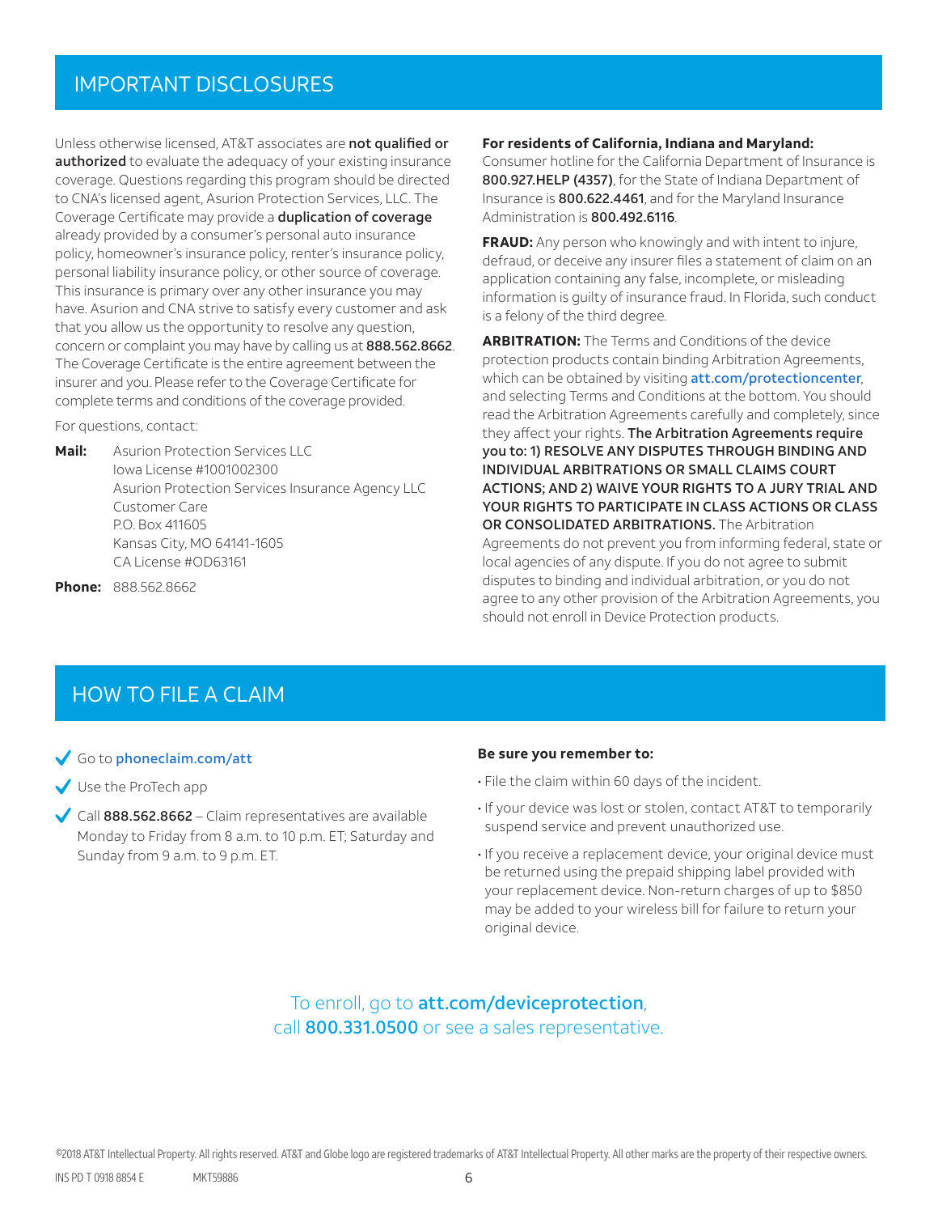## IMPORTANT DISCLOSURES

Unless otherwise licensed, AT&T associates are **not qualified or authorized** to evaluate the adequacy of your existing insurance coverage. Questions regarding this program should be directed to CNA's licensed agent, Asurion Protection Services, LLC. The Coverage Certificate may provide a **duplication of coverage** already provided by a consumer's personal auto insurance policy, homeowner's insurance policy, renter's insurance policy, personal liability insurance policy, or other source of coverage. This insurance is primary over any other insurance you may have. Asurion and CNA strive to satisfy every customer and ask that you allow us the opportunity to resolve any question, concern or complaint you may have by calling us at **888.562.8662**. The Coverage Certificate is the entire agreement between the insurer and you. Please refer to the Coverage Certificate for complete terms and conditions of the coverage provided.

For questions, contact:

**Mail:** Asurion Protection Services LLC
Iowa License #1001002300
Asurion Protection Services Insurance Agency LLC
Customer Care
P.O. Box 411605
Kansas City, MO 64141-1605
CA License #OD63161

**Phone:** 888.562.8662

**For residents of California, Indiana and Maryland:** Consumer hotline for the California Department of Insurance is **800.927.HELP (4357)**, for the State of Indiana Department of Insurance is **800.622.4461**, and for the Maryland Insurance Administration is **800.492.6116**.

**FRAUD:** Any person who knowingly and with intent to injure, defraud, or deceive any insurer files a statement of claim on an application containing any false, incomplete, or misleading information is guilty of insurance fraud. In Florida, such conduct is a felony of the third degree.

**ARBITRATION:** The Terms and Conditions of the device protection products contain binding Arbitration Agreements, which can be obtained by visiting **att.com/protectioncenter**, and selecting Terms and Conditions at the bottom. You should read the Arbitration Agreements carefully and completely, since they affect your rights. **The Arbitration Agreements require you to: 1) RESOLVE ANY DISPUTES THROUGH BINDING AND INDIVIDUAL ARBITRATIONS OR SMALL CLAIMS COURT ACTIONS; AND 2) WAIVE YOUR RIGHTS TO A JURY TRIAL AND YOUR RIGHTS TO PARTICIPATE IN CLASS ACTIONS OR CLASS OR CONSOLIDATED ARBITRATIONS.** The Arbitration Agreements do not prevent you from informing federal, state or local agencies of any dispute. If you do not agree to submit disputes to binding and individual arbitration, or you do not agree to any other provision of the Arbitration Agreements, you should not enroll in Device Protection products.

## HOW TO FILE A CLAIM

- ✔ Go to **phoneclaim.com/att**
- ✔ Use the ProTech app
- ✔ Call **888.562.8662** – Claim representatives are available Monday to Friday from 8 a.m. to 10 p.m. ET; Saturday and Sunday from 9 a.m. to 9 p.m. ET.

**Be sure you remember to:**

- File the claim within 60 days of the incident.
- If your device was lost or stolen, contact AT&T to temporarily suspend service and prevent unauthorized use.
- If you receive a replacement device, your original device must be returned using the prepaid shipping label provided with your replacement device. Non-return charges of up to $850 may be added to your wireless bill for failure to return your original device.

To enroll, go to **att.com/deviceprotection**, call **800.331.0500** or see a sales representative.

©2018 AT&T Intellectual Property. All rights reserved. AT&T and Globe logo are registered trademarks of AT&T Intellectual Property. All other marks are the property of their respective owners.

INS PD T 0918 8854 E MKT59886